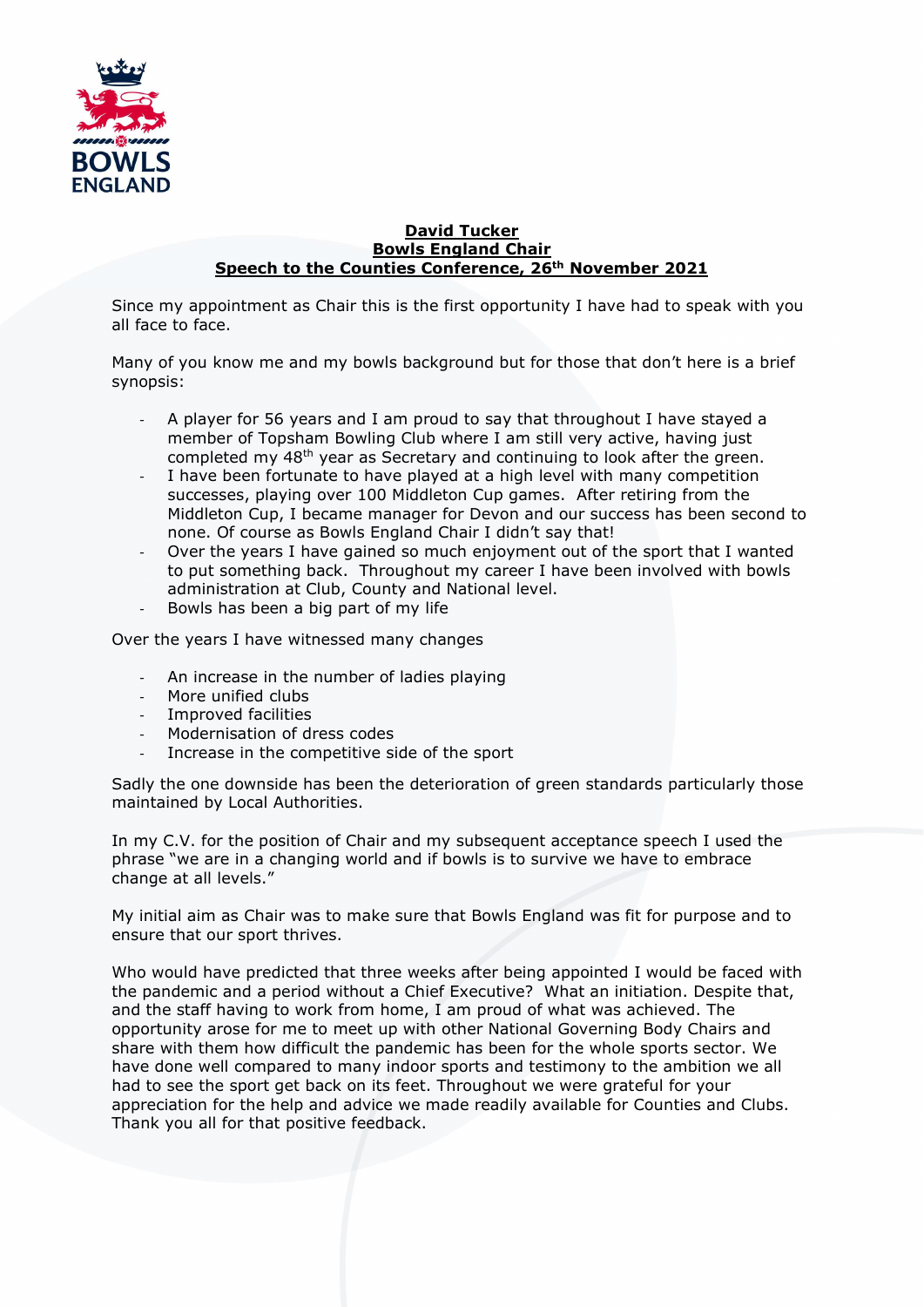**David Tucker**
**Bowls England Chair**
**Speech to the Counties Conference, 26th November 2021**

Since my appointment as Chair this is the first opportunity I have had to speak with you all face to face.

Many of you know me and my bowls background but for those that don't here is a brief synopsis:

- A player for 56 years and I am proud to say that throughout I have stayed a member of Topsham Bowling Club where I am still very active, having just completed my 48th year as Secretary and continuing to look after the green.
- I have been fortunate to have played at a high level with many competition successes, playing over 100 Middleton Cup games. After retiring from the Middleton Cup, I became manager for Devon and our success has been second to none. Of course as Bowls England Chair I didn't say that!
- Over the years I have gained so much enjoyment out of the sport that I wanted to put something back. Throughout my career I have been involved with bowls administration at Club, County and National level.
- Bowls has been a big part of my life

Over the years I have witnessed many changes

- An increase in the number of ladies playing
- More unified clubs
- Improved facilities
- Modernisation of dress codes
- Increase in the competitive side of the sport

Sadly the one downside has been the deterioration of green standards particularly those maintained by Local Authorities.

In my C.V. for the position of Chair and my subsequent acceptance speech I used the phrase "we are in a changing world and if bowls is to survive we have to embrace change at all levels."

My initial aim as Chair was to make sure that Bowls England was fit for purpose and to ensure that our sport thrives.

Who would have predicted that three weeks after being appointed I would be faced with the pandemic and a period without a Chief Executive? What an initiation. Despite that, and the staff having to work from home, I am proud of what was achieved. The opportunity arose for me to meet up with other National Governing Body Chairs and share with them how difficult the pandemic has been for the whole sports sector. We have done well compared to many indoor sports and testimony to the ambition we all had to see the sport get back on its feet. Throughout we were grateful for your appreciation for the help and advice we made readily available for Counties and Clubs. Thank you all for that positive feedback.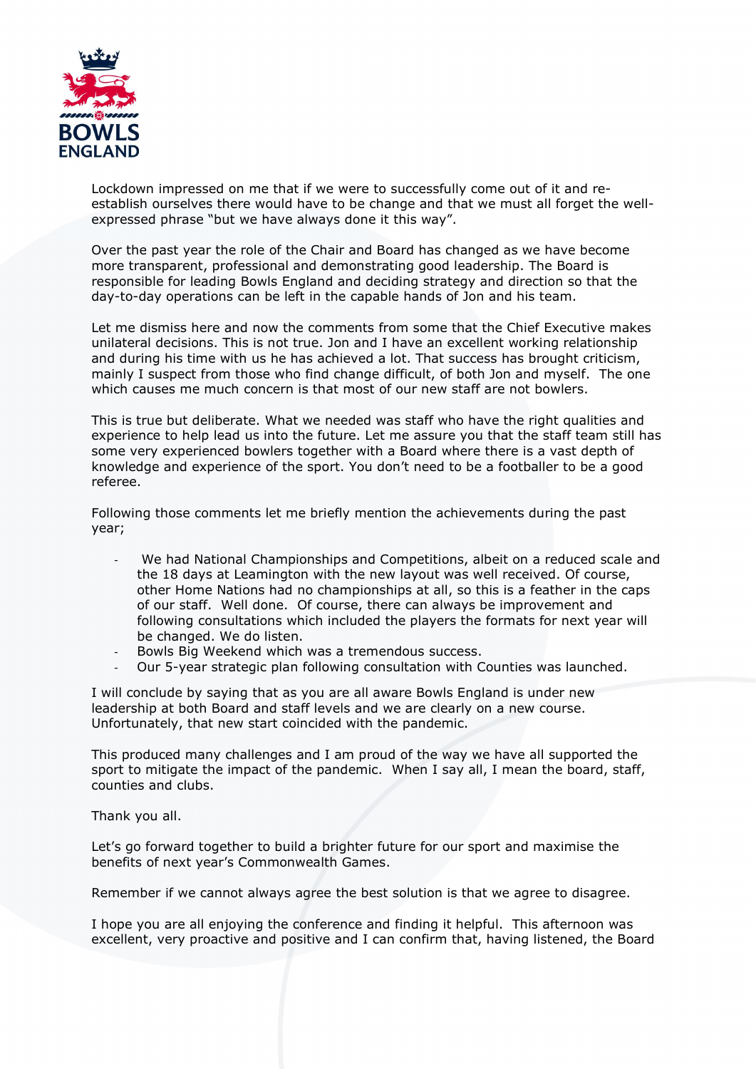Lockdown impressed on me that if we were to successfully come out of it and re-establish ourselves there would have to be change and that we must all forget the well-expressed phrase "but we have always done it this way".

Over the past year the role of the Chair and Board has changed as we have become more transparent, professional and demonstrating good leadership. The Board is responsible for leading Bowls England and deciding strategy and direction so that the day-to-day operations can be left in the capable hands of Jon and his team.

Let me dismiss here and now the comments from some that the Chief Executive makes unilateral decisions. This is not true. Jon and I have an excellent working relationship and during his time with us he has achieved a lot. That success has brought criticism, mainly I suspect from those who find change difficult, of both Jon and myself. The one which causes me much concern is that most of our new staff are not bowlers.

This is true but deliberate. What we needed was staff who have the right qualities and experience to help lead us into the future. Let me assure you that the staff team still has some very experienced bowlers together with a Board where there is a vast depth of knowledge and experience of the sport. You don't need to be a footballer to be a good referee.

Following those comments let me briefly mention the achievements during the past year;

- We had National Championships and Competitions, albeit on a reduced scale and the 18 days at Leamington with the new layout was well received. Of course, other Home Nations had no championships at all, so this is a feather in the caps of our staff. Well done. Of course, there can always be improvement and following consultations which included the players the formats for next year will be changed. We do listen.
- Bowls Big Weekend which was a tremendous success.
- Our 5-year strategic plan following consultation with Counties was launched.

I will conclude by saying that as you are all aware Bowls England is under new leadership at both Board and staff levels and we are clearly on a new course. Unfortunately, that new start coincided with the pandemic.

This produced many challenges and I am proud of the way we have all supported the sport to mitigate the impact of the pandemic. When I say all, I mean the board, staff, counties and clubs.

Thank you all.

Let's go forward together to build a brighter future for our sport and maximise the benefits of next year's Commonwealth Games.

Remember if we cannot always agree the best solution is that we agree to disagree.

I hope you are all enjoying the conference and finding it helpful. This afternoon was excellent, very proactive and positive and I can confirm that, having listened, the Board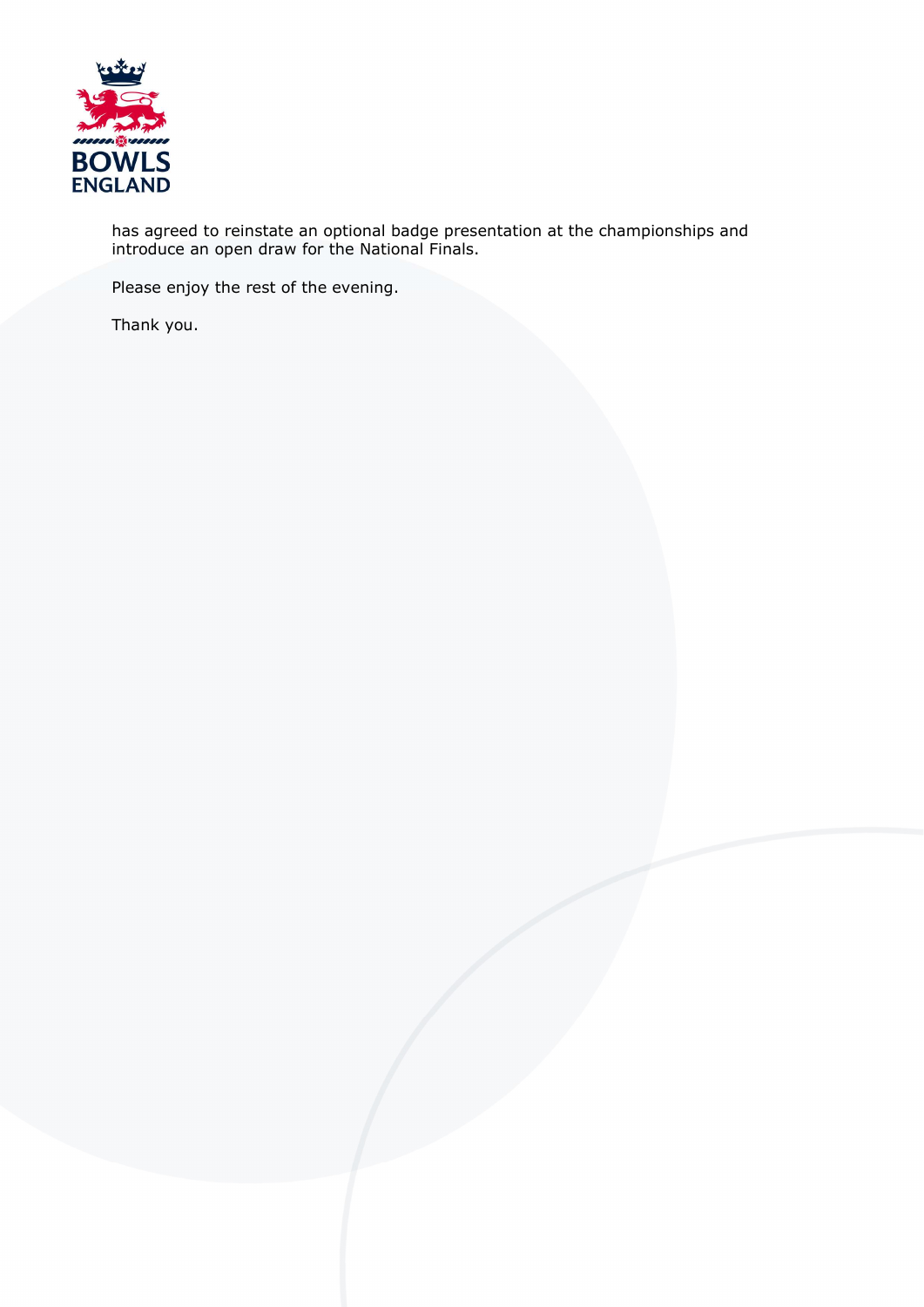has agreed to reinstate an optional badge presentation at the championships and introduce an open draw for the National Finals.

Please enjoy the rest of the evening.

Thank you.